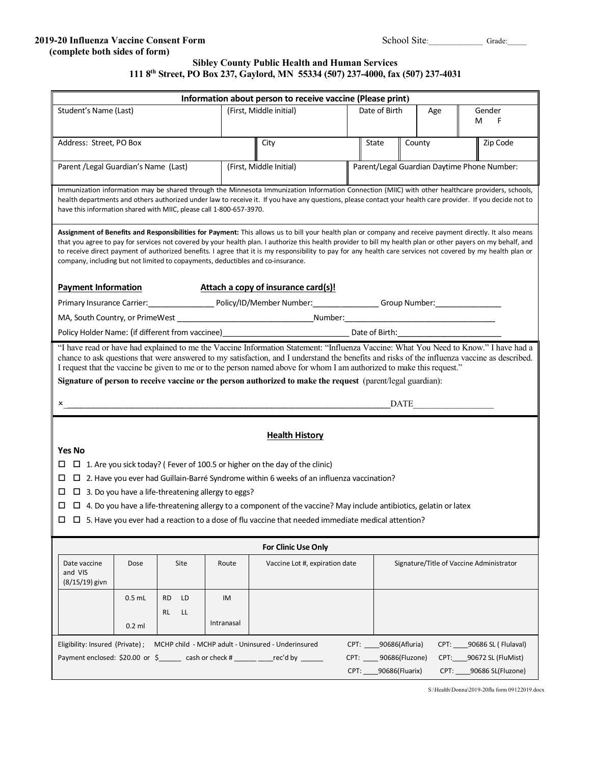**2019-20 Influenza Vaccine Consent Form**
**(complete both sides of form)**

School Site:____________ Grade:_____

**Sibley County Public Health and Human Services**
**111 8th Street, PO Box 237, Gaylord, MN 55334 (507) 237-4000, fax (507) 237-4031**

| **Information about person to receive vaccine (Please print)** | | | | | |
|---|---|---|---|---|---|
| Student's Name (Last) | (First, Middle initial) | Date of Birth | Age | Gender M F | |
| Address: Street, PO Box | City | State | County | Zip Code | |
| Parent /Legal Guardian's Name (Last) | (First, Middle Initial) | Parent/Legal Guardian Daytime Phone Number: | | | |

Immunization information may be shared through the Minnesota Immunization Information Connection (MIIC) with other healthcare providers, schools, health departments and others authorized under law to receive it. If you have any questions, please contact your health care provider. If you decide not to have this information shared with MIIC, please call 1-800-657-3970.

**Assignment of Benefits and Responsibilities for Payment:** This allows us to bill your health plan or company and receive payment directly. It also means that you agree to pay for services not covered by your health plan. I authorize this health provider to bill my health plan or other payers on my behalf, and to receive direct payment of authorized benefits. I agree that it is my responsibility to pay for any health care services not covered by my health plan or company, including but not limited to copayments, deductibles and co-insurance.

**Payment Information** **Attach a copy of insurance card(s)!**

Primary Insurance Carrier:_______________ Policy/ID/Member Number:_______________ Group Number:_______________

MA, South Country, or PrimeWest _______________________________Number:___________________________________

Policy Holder Name: (if different from vaccinee)____________________________ Date of Birth:________________________

"I have read or have had explained to me the Vaccine Information Statement: "Influenza Vaccine: What You Need to Know." I have had a chance to ask questions that were answered to my satisfaction, and I understand the benefits and risks of the influenza vaccine as described. I request that the vaccine be given to me or to the person named above for whom I am authorized to make this request."

**Signature of person to receive vaccine or the person authorized to make the request** (parent/legal guardian):

×___________________________________________________________________________DATE__________________

## Health History

**Yes No**

- ☐ ☐ 1. Are you sick today? ( Fever of 100.5 or higher on the day of the clinic)
- ☐ ☐ 2. Have you ever had Guillain-Barré Syndrome within 6 weeks of an influenza vaccination?
- ☐ ☐ 3. Do you have a life-threatening allergy to eggs?
- ☐ ☐ 4. Do you have a life-threatening allergy to a component of the vaccine? May include antibiotics, gelatin or latex
- ☐ ☐ 5. Have you ever had a reaction to a dose of flu vaccine that needed immediate medical attention?

**For Clinic Use Only**

| Date vaccine and VIS (8/15/19) givn | Dose | Site | Route | Vaccine Lot #, expiration date | Signature/Title of Vaccine Administrator |
|---|---|---|---|---|---|
| | 0.5 mL<br>0.2 ml | RD LD<br>RL LL | IM<br>Intranasal | | |

Eligibility: Insured (Private) ; MCHP child - MCHP adult - Uninsured - Underinsured

Payment enclosed: $20.00 or $______ cash or check # ______ ____rec'd by ______

CPT: ____90686(Afluria) CPT: ____90686 SL ( Flulaval)

CPT: ____ 90686(Fluzone) CPT:____90672 SL (FluMist)

CPT: ____90686(Fluarix) CPT: ____90686 SL(Fluzone)

S:\Health\Donna\2019-20flu form 09122019.docx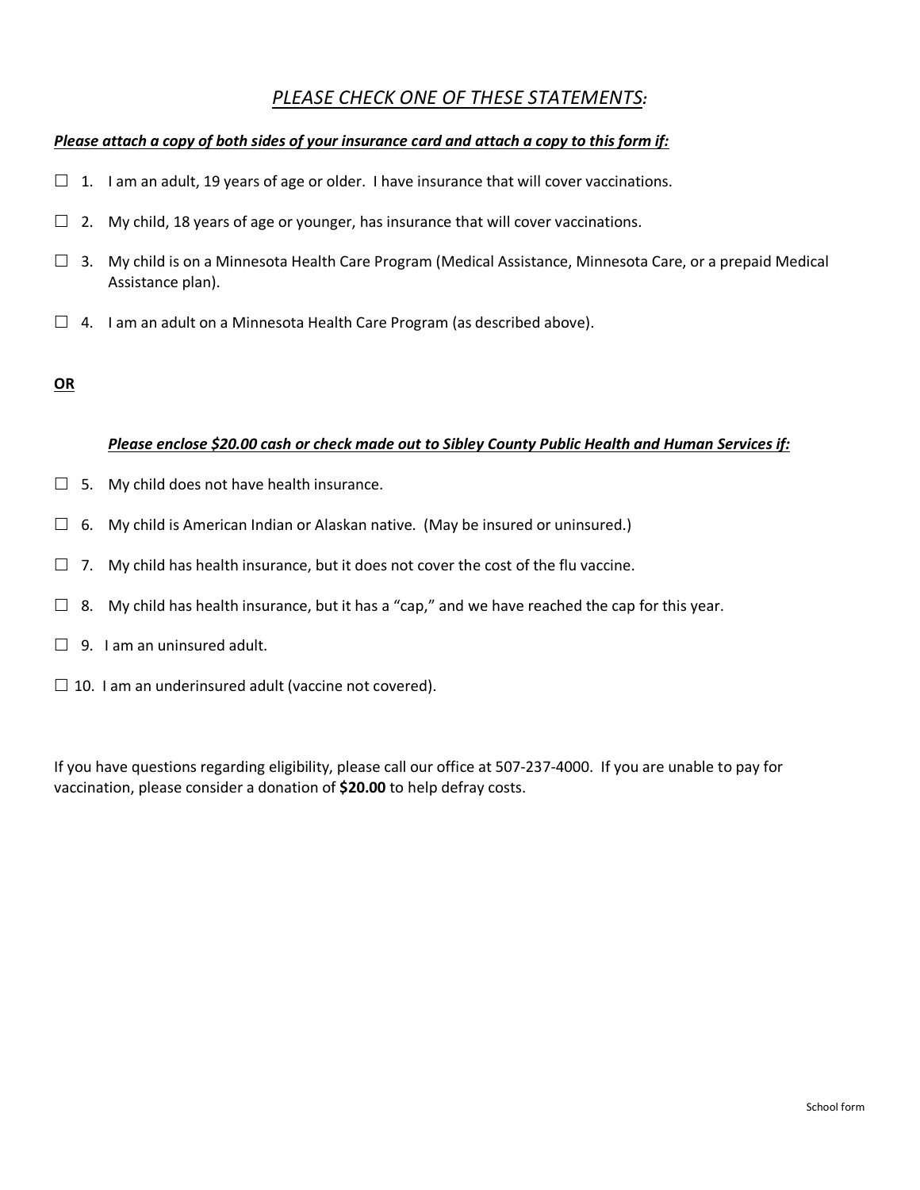## *PLEASE CHECK ONE OF THESE STATEMENTS:*

***Please attach a copy of both sides of your insurance card and attach a copy to this form if:***

- ☐ 1. I am an adult, 19 years of age or older. I have insurance that will cover vaccinations.
- ☐ 2. My child, 18 years of age or younger, has insurance that will cover vaccinations.
- ☐ 3. My child is on a Minnesota Health Care Program (Medical Assistance, Minnesota Care, or a prepaid Medical Assistance plan).
- ☐ 4. I am an adult on a Minnesota Health Care Program (as described above).

**OR**

***Please enclose $20.00 cash or check made out to Sibley County Public Health and Human Services if:***

- ☐ 5. My child does not have health insurance.
- ☐ 6. My child is American Indian or Alaskan native. (May be insured or uninsured.)
- ☐ 7. My child has health insurance, but it does not cover the cost of the flu vaccine.
- ☐ 8. My child has health insurance, but it has a "cap," and we have reached the cap for this year.
- ☐ 9. I am an uninsured adult.
- ☐ 10. I am an underinsured adult (vaccine not covered).

If you have questions regarding eligibility, please call our office at 507-237-4000. If you are unable to pay for vaccination, please consider a donation of **$20.00** to help defray costs.

School form